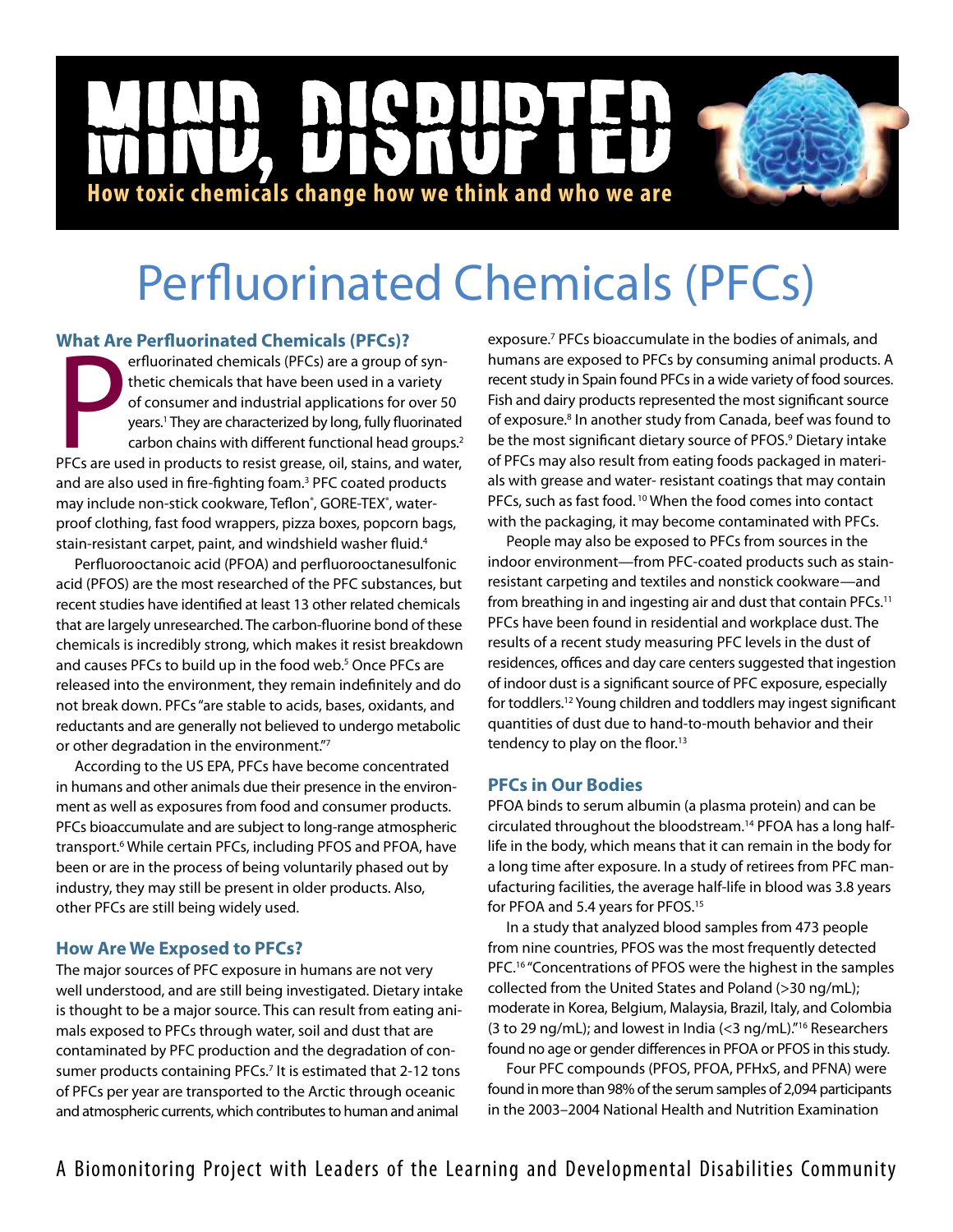# MIND, DISRUPTED

**How toxic chemicals change how we think and who we are**

# Perfluorinated Chemicals (PFCs)

## What Are Perfluorinated Chemicals (PFCs)?

Perfluorinated chemicals (PFCs) are a group of synthetic chemicals that have been used in a variety of consumer and industrial applications for over 50 years.[1] They are characterized by long, fully fluorinated carbon chains with different functional head groups.[2] PFCs are used in products to resist grease, oil, stains, and water, and are also used in fire-fighting foam.[3] PFC coated products may include non-stick cookware, Teflon®, GORE-TEX®, waterproof clothing, fast food wrappers, pizza boxes, popcorn bags, stain-resistant carpet, paint, and windshield washer fluid.[4]

Perfluorooctanoic acid (PFOA) and perfluorooctanesulfonic acid (PFOS) are the most researched of the PFC substances, but recent studies have identified at least 13 other related chemicals that are largely unresearched. The carbon-fluorine bond of these chemicals is incredibly strong, which makes it resist breakdown and causes PFCs to build up in the food web.[5] Once PFCs are released into the environment, they remain indefinitely and do not break down. PFCs "are stable to acids, bases, oxidants, and reductants and are generally not believed to undergo metabolic or other degradation in the environment."[7]

According to the US EPA, PFCs have become concentrated in humans and other animals due their presence in the environment as well as exposures from food and consumer products. PFCs bioaccumulate and are subject to long-range atmospheric transport.[6] While certain PFCs, including PFOS and PFOA, have been or are in the process of being voluntarily phased out by industry, they may still be present in older products. Also, other PFCs are still being widely used.

## How Are We Exposed to PFCs?

The major sources of PFC exposure in humans are not very well understood, and are still being investigated. Dietary intake is thought to be a major source. This can result from eating animals exposed to PFCs through water, soil and dust that are contaminated by PFC production and the degradation of consumer products containing PFCs.[7] It is estimated that 2-12 tons of PFCs per year are transported to the Arctic through oceanic and atmospheric currents, which contributes to human and animal exposure.[7] PFCs bioaccumulate in the bodies of animals, and humans are exposed to PFCs by consuming animal products. A recent study in Spain found PFCs in a wide variety of food sources. Fish and dairy products represented the most significant source of exposure.[8] In another study from Canada, beef was found to be the most significant dietary source of PFOS.[9] Dietary intake of PFCs may also result from eating foods packaged in materials with grease and water- resistant coatings that may contain PFCs, such as fast food.[10] When the food comes into contact with the packaging, it may become contaminated with PFCs.

People may also be exposed to PFCs from sources in the indoor environment—from PFC-coated products such as stain-resistant carpeting and textiles and nonstick cookware—and from breathing in and ingesting air and dust that contain PFCs.[11] PFCs have been found in residential and workplace dust. The results of a recent study measuring PFC levels in the dust of residences, offices and day care centers suggested that ingestion of indoor dust is a significant source of PFC exposure, especially for toddlers.[12] Young children and toddlers may ingest significant quantities of dust due to hand-to-mouth behavior and their tendency to play on the floor.[13]

## PFCs in Our Bodies

PFOA binds to serum albumin (a plasma protein) and can be circulated throughout the bloodstream.[14] PFOA has a long half-life in the body, which means that it can remain in the body for a long time after exposure. In a study of retirees from PFC manufacturing facilities, the average half-life in blood was 3.8 years for PFOA and 5.4 years for PFOS.[15]

In a study that analyzed blood samples from 473 people from nine countries, PFOS was the most frequently detected PFC.[16] "Concentrations of PFOS were the highest in the samples collected from the United States and Poland (>30 ng/mL); moderate in Korea, Belgium, Malaysia, Brazil, Italy, and Colombia (3 to 29 ng/mL); and lowest in India (<3 ng/mL)."[16] Researchers found no age or gender differences in PFOA or PFOS in this study.

Four PFC compounds (PFOS, PFOA, PFHxS, and PFNA) were found in more than 98% of the serum samples of 2,094 participants in the 2003–2004 National Health and Nutrition Examination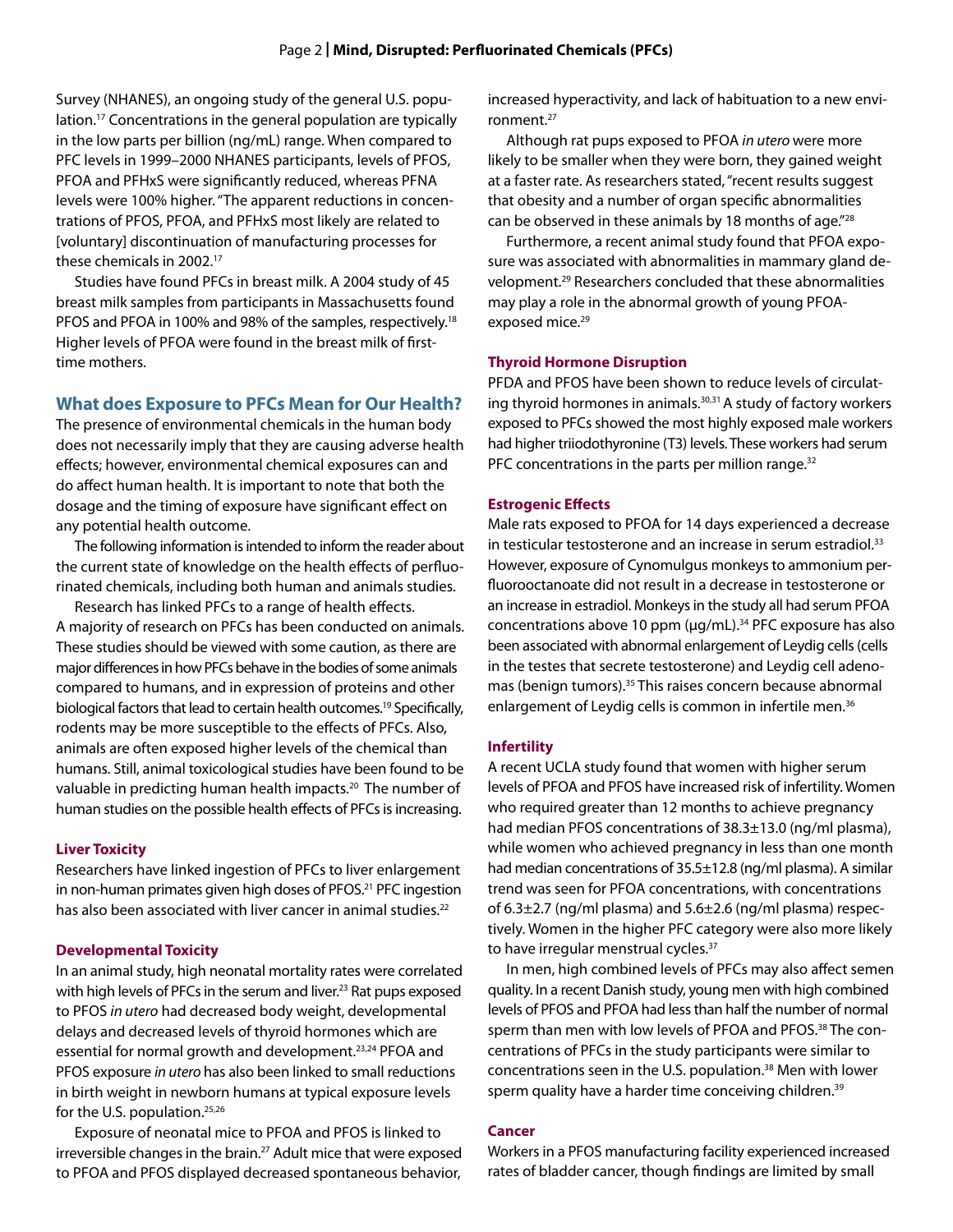Survey (NHANES), an ongoing study of the general U.S. population.[17] Concentrations in the general population are typically in the low parts per billion (ng/mL) range. When compared to PFC levels in 1999–2000 NHANES participants, levels of PFOS, PFOA and PFHxS were significantly reduced, whereas PFNA levels were 100% higher. "The apparent reductions in concentrations of PFOS, PFOA, and PFHxS most likely are related to [voluntary] discontinuation of manufacturing processes for these chemicals in 2002.[17]

Studies have found PFCs in breast milk. A 2004 study of 45 breast milk samples from participants in Massachusetts found PFOS and PFOA in 100% and 98% of the samples, respectively.[18] Higher levels of PFOA were found in the breast milk of first-time mothers.

## What does Exposure to PFCs Mean for Our Health?

The presence of environmental chemicals in the human body does not necessarily imply that they are causing adverse health effects; however, environmental chemical exposures can and do affect human health. It is important to note that both the dosage and the timing of exposure have significant effect on any potential health outcome.

The following information is intended to inform the reader about the current state of knowledge on the health effects of perfluorinated chemicals, including both human and animals studies.

Research has linked PFCs to a range of health effects. A majority of research on PFCs has been conducted on animals. These studies should be viewed with some caution, as there are major differences in how PFCs behave in the bodies of some animals compared to humans, and in expression of proteins and other biological factors that lead to certain health outcomes.[19] Specifically, rodents may be more susceptible to the effects of PFCs. Also, animals are often exposed higher levels of the chemical than humans. Still, animal toxicological studies have been found to be valuable in predicting human health impacts.[20] The number of human studies on the possible health effects of PFCs is increasing.

### Liver Toxicity

Researchers have linked ingestion of PFCs to liver enlargement in non-human primates given high doses of PFOS.[21] PFC ingestion has also been associated with liver cancer in animal studies.[22]

### Developmental Toxicity

In an animal study, high neonatal mortality rates were correlated with high levels of PFCs in the serum and liver.[23] Rat pups exposed to PFOS *in utero* had decreased body weight, developmental delays and decreased levels of thyroid hormones which are essential for normal growth and development.[23,24] PFOA and PFOS exposure *in utero* has also been linked to small reductions in birth weight in newborn humans at typical exposure levels for the U.S. population.[25,26]

Exposure of neonatal mice to PFOA and PFOS is linked to irreversible changes in the brain.[27] Adult mice that were exposed to PFOA and PFOS displayed decreased spontaneous behavior, increased hyperactivity, and lack of habituation to a new environment.[27]

Although rat pups exposed to PFOA *in utero* were more likely to be smaller when they were born, they gained weight at a faster rate. As researchers stated, "recent results suggest that obesity and a number of organ specific abnormalities can be observed in these animals by 18 months of age."[28]

Furthermore, a recent animal study found that PFOA exposure was associated with abnormalities in mammary gland development.[29] Researchers concluded that these abnormalities may play a role in the abnormal growth of young PFOA-exposed mice.[29]

### Thyroid Hormone Disruption

PFDA and PFOS have been shown to reduce levels of circulating thyroid hormones in animals.[30,31] A study of factory workers exposed to PFCs showed the most highly exposed male workers had higher triiodothyronine (T3) levels. These workers had serum PFC concentrations in the parts per million range.[32]

### Estrogenic Effects

Male rats exposed to PFOA for 14 days experienced a decrease in testicular testosterone and an increase in serum estradiol.[33] However, exposure of Cynomulgus monkeys to ammonium perfluorooctanoate did not result in a decrease in testosterone or an increase in estradiol. Monkeys in the study all had serum PFOA concentrations above 10 ppm (µg/mL).[34] PFC exposure has also been associated with abnormal enlargement of Leydig cells (cells in the testes that secrete testosterone) and Leydig cell adenomas (benign tumors).[35] This raises concern because abnormal enlargement of Leydig cells is common in infertile men.[36]

### Infertility

A recent UCLA study found that women with higher serum levels of PFOA and PFOS have increased risk of infertility. Women who required greater than 12 months to achieve pregnancy had median PFOS concentrations of 38.3±13.0 (ng/ml plasma), while women who achieved pregnancy in less than one month had median concentrations of 35.5±12.8 (ng/ml plasma). A similar trend was seen for PFOA concentrations, with concentrations of 6.3±2.7 (ng/ml plasma) and 5.6±2.6 (ng/ml plasma) respectively. Women in the higher PFC category were also more likely to have irregular menstrual cycles.[37]

In men, high combined levels of PFCs may also affect semen quality. In a recent Danish study, young men with high combined levels of PFOS and PFOA had less than half the number of normal sperm than men with low levels of PFOA and PFOS.[38] The concentrations of PFCs in the study participants were similar to concentrations seen in the U.S. population.[38] Men with lower sperm quality have a harder time conceiving children.[39]

### Cancer

Workers in a PFOS manufacturing facility experienced increased rates of bladder cancer, though findings are limited by small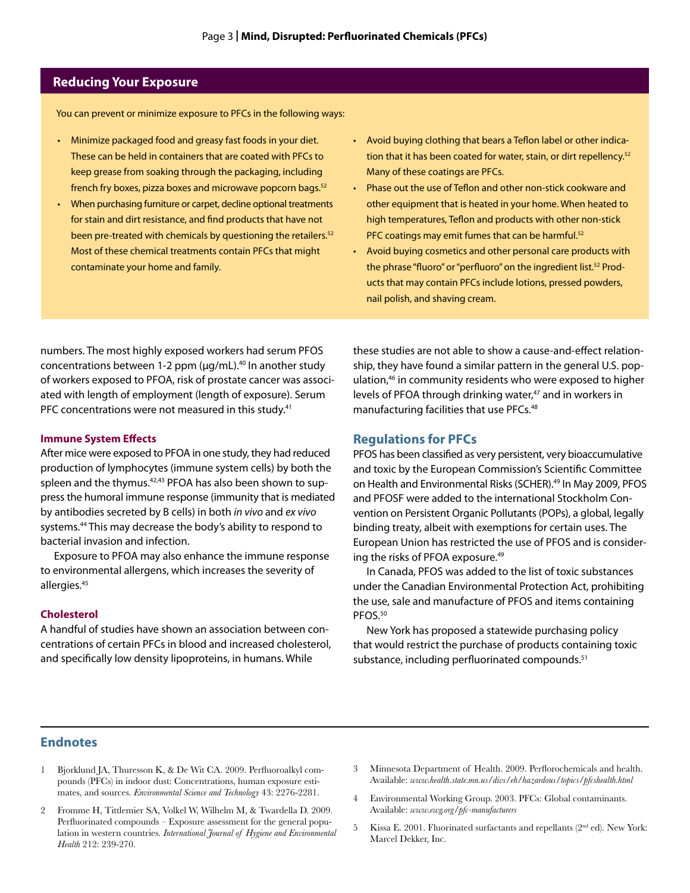## Reducing Your Exposure

You can prevent or minimize exposure to PFCs in the following ways:

- Minimize packaged food and greasy fast foods in your diet. These can be held in containers that are coated with PFCs to keep grease from soaking through the packaging, including french fry boxes, pizza boxes and microwave popcorn bags.[52]
- When purchasing furniture or carpet, decline optional treatments for stain and dirt resistance, and find products that have not been pre-treated with chemicals by questioning the retailers.[52] Most of these chemical treatments contain PFCs that might contaminate your home and family.
- Avoid buying clothing that bears a Teflon label or other indication that it has been coated for water, stain, or dirt repellency.[52] Many of these coatings are PFCs.
- Phase out the use of Teflon and other non-stick cookware and other equipment that is heated in your home. When heated to high temperatures, Teflon and products with other non-stick PFC coatings may emit fumes that can be harmful.[52]
- Avoid buying cosmetics and other personal care products with the phrase "fluoro" or "perfluoro" on the ingredient list.[52] Products that may contain PFCs include lotions, pressed powders, nail polish, and shaving cream.

numbers. The most highly exposed workers had serum PFOS concentrations between 1-2 ppm (µg/mL).[40] In another study of workers exposed to PFOA, risk of prostate cancer was associated with length of employment (length of exposure). Serum PFC concentrations were not measured in this study.[41]

#### Immune System Effects

After mice were exposed to PFOA in one study, they had reduced production of lymphocytes (immune system cells) by both the spleen and the thymus.[42,43] PFOA has also been shown to suppress the humoral immune response (immunity that is mediated by antibodies secreted by B cells) in both *in vivo* and *ex vivo* systems.[44] This may decrease the body's ability to respond to bacterial invasion and infection.

Exposure to PFOA may also enhance the immune response to environmental allergens, which increases the severity of allergies.[45]

#### Cholesterol

A handful of studies have shown an association between concentrations of certain PFCs in blood and increased cholesterol, and specifically low density lipoproteins, in humans. While these studies are not able to show a cause-and-effect relationship, they have found a similar pattern in the general U.S. population,[46] in community residents who were exposed to higher levels of PFOA through drinking water,[47] and in workers in manufacturing facilities that use PFCs.[48]

## Regulations for PFCs

PFOS has been classified as very persistent, very bioaccumulative and toxic by the European Commission's Scientific Committee on Health and Environmental Risks (SCHER).[49] In May 2009, PFOS and PFOSF were added to the international Stockholm Convention on Persistent Organic Pollutants (POPs), a global, legally binding treaty, albeit with exemptions for certain uses. The European Union has restricted the use of PFOS and is considering the risks of PFOA exposure.[49]

In Canada, PFOS was added to the list of toxic substances under the Canadian Environmental Protection Act, prohibiting the use, sale and manufacture of PFOS and items containing PFOS.[50]

New York has proposed a statewide purchasing policy that would restrict the purchase of products containing toxic substance, including perfluorinated compounds.[51]

## Endnotes

1. Bjorklund JA, Thuresson K, & De Wit CA. 2009. Perfluoroalkyl compounds (PFCs) in indoor dust: Concentrations, human exposure estimates, and sources. *Environmental Science and Technology* 43: 2276-2281.
2. Fromme H, Tittlemier SA, Volkel W, Wilhelm M, & Twardella D. 2009. Perfluorinated compounds – Exposure assessment for the general population in western countries. *International Journal of Hygiene and Environmental Health* 212: 239-270.
3. Minnesota Department of Health. 2009. Perflorochemicals and health. Available: *www.health.state.mn.us/divs/eh/hazardous/topics/pfcshealth.html*
4. Environmental Working Group. 2003. PFCs: Global contaminants. Available: *www.ewg.org/pfc-manufacturers*
5. Kissa E. 2001. Fluorinated surfactants and repellants (2nd ed). New York: Marcel Dekker, Inc.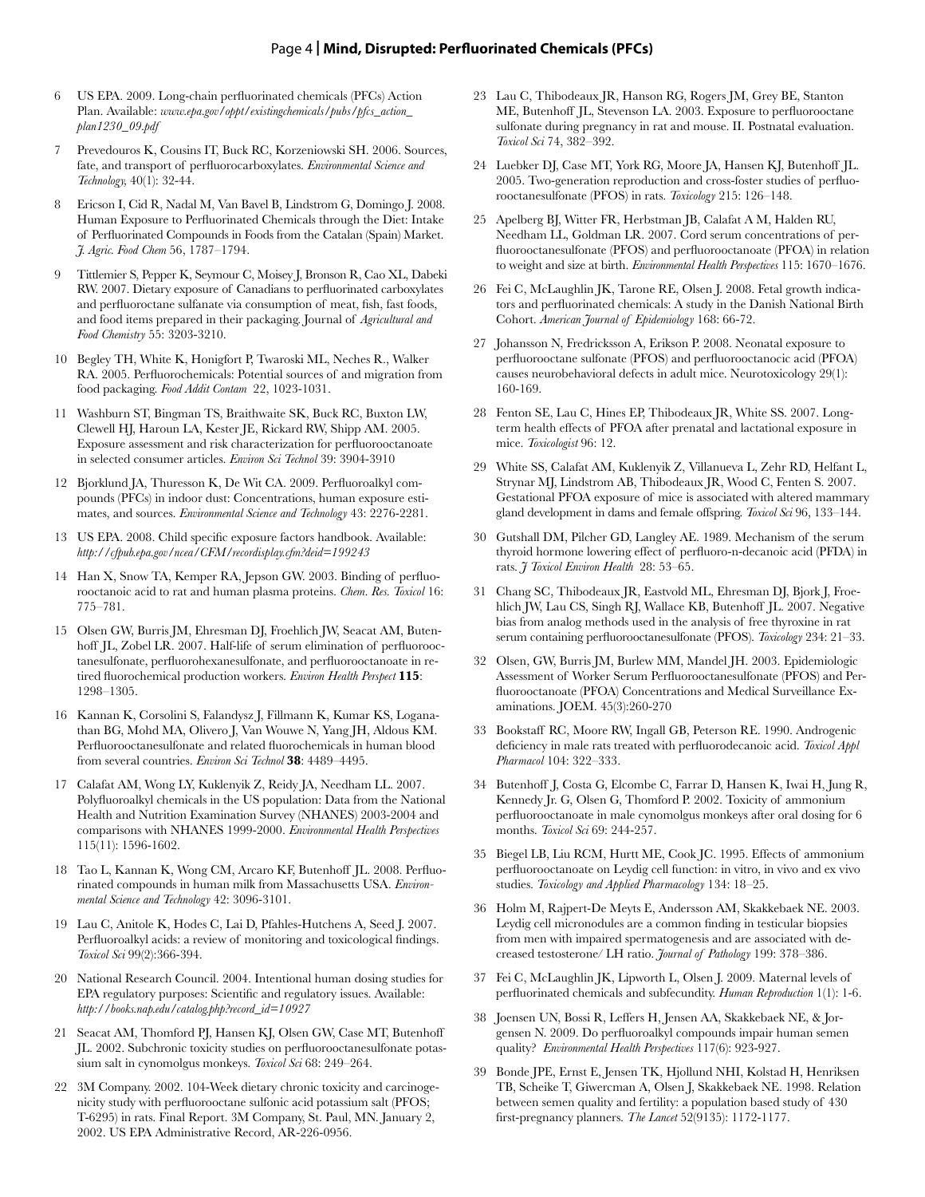6. US EPA. 2009. Long-chain perfluorinated chemicals (PFCs) Action Plan. Available: *www.epa.gov/oppt/existingchemicals/pubs/pfcs_action_plan1230_09.pdf*

7. Prevedouros K, Cousins IT, Buck RC, Korzeniowski SH. 2006. Sources, fate, and transport of perfluorocarboxylates. *Environmental Science and Technology,* 40(1): 32-44.

8. Ericson I, Cid R, Nadal M, Van Bavel B, Lindstrom G, Domingo J. 2008. Human Exposure to Perfluorinated Chemicals through the Diet: Intake of Perfluorinated Compounds in Foods from the Catalan (Spain) Market. *J. Agric. Food Chem* 56, 1787–1794.

9. Tittlemier S, Pepper K, Seymour C, Moisey J, Bronson R, Cao XL, Dabeki RW. 2007. Dietary exposure of Canadians to perfluorinated carboxylates and perfluoroctane sulfanate via consumption of meat, fish, fast foods, and food items prepared in their packaging. Journal of *Agricultural and Food Chemistry* 55: 3203-3210.

10. Begley TH, White K, Honigfort P, Twaroski ML, Neches R., Walker RA. 2005. Perfluorochemicals: Potential sources of and migration from food packaging. *Food Addit Contam* 22, 1023-1031.

11. Washburn ST, Bingman TS, Braithwaite SK, Buck RC, Buxton LW, Clewell HJ, Haroun LA, Kester JE, Rickard RW, Shipp AM. 2005. Exposure assessment and risk characterization for perfluorooctanoate in selected consumer articles. *Environ Sci Technol* 39: 3904-3910

12. Bjorklund JA, Thuresson K, De Wit CA. 2009. Perfluoroalkyl compounds (PFCs) in indoor dust: Concentrations, human exposure estimates, and sources. *Environmental Science and Technology* 43: 2276-2281.

13. US EPA. 2008. Child specific exposure factors handbook. Available: *http://cfpub.epa.gov/ncea/CFM/recordisplay.cfm?deid=199243*

14. Han X, Snow TA, Kemper RA, Jepson GW. 2003. Binding of perfluorooctanoic acid to rat and human plasma proteins. *Chem. Res. Toxicol* 16: 775–781.

15. Olsen GW, Burris JM, Ehresman DJ, Froehlich JW, Seacat AM, Butenhoff JL, Zobel LR. 2007. Half-life of serum elimination of perfluorooctanesulfonate, perfluorohexanesulfonate, and perfluorooctanoate in retired fluorochemical production workers. *Environ Health Perspect* **115**: 1298–1305.

16. Kannan K, Corsolini S, Falandysz J, Fillmann K, Kumar KS, Loganathan BG, Mohd MA, Olivero J, Van Wouwe N, Yang JH, Aldous KM. Perfluorooctanesulfonate and related fluorochemicals in human blood from several countries. *Environ Sci Technol* **38**: 4489–4495.

17. Calafat AM, Wong LY, Kuklenyik Z, Reidy JA, Needham LL. 2007. Polyfluoroalkyl chemicals in the US population: Data from the National Health and Nutrition Examination Survey (NHANES) 2003-2004 and comparisons with NHANES 1999-2000. *Environmental Health Perspectives* 115(11): 1596-1602.

18. Tao L, Kannan K, Wong CM, Arcaro KF, Butenhoff JL. 2008. Perfluorinated compounds in human milk from Massachusetts USA. *Environmental Science and Technology* 42: 3096-3101.

19. Lau C, Anitole K, Hodes C, Lai D, Pfahles-Hutchens A, Seed J. 2007. Perfluoroalkyl acids: a review of monitoring and toxicological findings. *Toxicol Sci* 99(2):366-394.

20. National Research Council. 2004. Intentional human dosing studies for EPA regulatory purposes: Scientific and regulatory issues. Available: *http://books.nap.edu/catalog.php?record_id=10927*

21. Seacat AM, Thomford PJ, Hansen KJ, Olsen GW, Case MT, Butenhoff JL. 2002. Subchronic toxicity studies on perfluorooctanesulfonate potassium salt in cynomolgus monkeys. *Toxicol Sci* 68: 249–264.

22. 3M Company. 2002. 104-Week dietary chronic toxicity and carcinogenicity study with perfluorooctane sulfonic acid potassium salt (PFOS; T-6295) in rats. Final Report. 3M Company, St. Paul, MN. January 2, 2002. US EPA Administrative Record, AR-226-0956.

23. Lau C, Thibodeaux JR, Hanson RG, Rogers JM, Grey BE, Stanton ME, Butenhoff JL, Stevenson LA. 2003. Exposure to perfluorooctane sulfonate during pregnancy in rat and mouse. II. Postnatal evaluation. *Toxicol Sci* 74, 382–392.

24. Luebker DJ, Case MT, York RG, Moore JA, Hansen KJ, Butenhoff JL. 2005. Two-generation reproduction and cross-foster studies of perfluorooctanesulfonate (PFOS) in rats. *Toxicology* 215: 126–148.

25. Apelberg BJ, Witter FR, Herbstman JB, Calafat A M, Halden RU, Needham LL, Goldman LR. 2007. Cord serum concentrations of perfluorooctanesulfonate (PFOS) and perfluorooctanoate (PFOA) in relation to weight and size at birth. *Environmental Health Perspectives* 115: 1670–1676.

26. Fei C, McLaughlin JK, Tarone RE, Olsen J. 2008. Fetal growth indicators and perfluorinated chemicals: A study in the Danish National Birth Cohort. *American Journal of Epidemiology* 168: 66-72.

27. Johansson N, Fredricksson A, Erikson P. 2008. Neonatal exposure to perfluorooctane sulfonate (PFOS) and perfluorooctanocic acid (PFOA) causes neurobehavioral defects in adult mice. Neurotoxicology 29(1): 160-169.

28. Fenton SE, Lau C, Hines EP, Thibodeaux JR, White SS. 2007. Long-term health effects of PFOA after prenatal and lactational exposure in mice. *Toxicologist* 96: 12.

29. White SS, Calafat AM, Kuklenyik Z, Villanueva L, Zehr RD, Helfant L, Strynar MJ, Lindstrom AB, Thibodeaux JR, Wood C, Fenten S. 2007. Gestational PFOA exposure of mice is associated with altered mammary gland development in dams and female offspring. *Toxicol Sci* 96, 133–144.

30. Gutshall DM, Pilcher GD, Langley AE. 1989. Mechanism of the serum thyroid hormone lowering effect of perfluoro-n-decanoic acid (PFDA) in rats. *J Toxicol Environ Health* 28: 53–65.

31. Chang SC, Thibodeaux JR, Eastvold ML, Ehresman DJ, Bjork J, Froehlich JW, Lau CS, Singh RJ, Wallace KB, Butenhoff JL. 2007. Negative bias from analog methods used in the analysis of free thyroxine in rat serum containing perfluorooctanesulfonate (PFOS). *Toxicology* 234: 21–33.

32. Olsen, GW, Burris JM, Burlew MM, Mandel JH. 2003. Epidemiologic Assessment of Worker Serum Perfluorooctanesulfonate (PFOS) and Perfluorooctanoate (PFOA) Concentrations and Medical Surveillance Examinations. JOEM. 45(3):260-270

33. Bookstaff RC, Moore RW, Ingall GB, Peterson RE. 1990. Androgenic deficiency in male rats treated with perfluorodecanoic acid. *Toxicol Appl Pharmacol* 104: 322–333.

34. Butenhoff J, Costa G, Elcombe C, Farrar D, Hansen K, Iwai H, Jung R, Kennedy Jr. G, Olsen G, Thomford P. 2002. Toxicity of ammonium perfluorooctanoate in male cynomolgus monkeys after oral dosing for 6 months. *Toxicol Sci* 69: 244-257.

35. Biegel LB, Liu RCM, Hurtt ME, Cook JC. 1995. Effects of ammonium perfluorooctanoate on Leydig cell function: in vitro, in vivo and ex vivo studies. *Toxicology and Applied Pharmacology* 134: 18–25.

36. Holm M, Rajpert-De Meyts E, Andersson AM, Skakkebaek NE. 2003. Leydig cell micronodules are a common finding in testicular biopsies from men with impaired spermatogenesis and are associated with decreased testosterone/ LH ratio. *Journal of Pathology* 199: 378–386.

37. Fei C, McLaughlin JK, Lipworth L, Olsen J. 2009. Maternal levels of perfluorinated chemicals and subfecundity. *Human Reproduction* 1(1): 1-6.

38. Joensen UN, Bossi R, Leffers H, Jensen AA, Skakkebaek NE, & Jorgensen N. 2009. Do perfluoroalkyl compounds impair human semen quality? *Environmental Health Perspectives* 117(6): 923-927.

39. Bonde JPE, Ernst E, Jensen TK, Hjollund NHI, Kolstad H, Henriksen TB, Scheike T, Giwercman A, Olsen J, Skakkebaek NE. 1998. Relation between semen quality and fertility: a population based study of 430 first-pregnancy planners. *The Lancet* 52(9135): 1172-1177.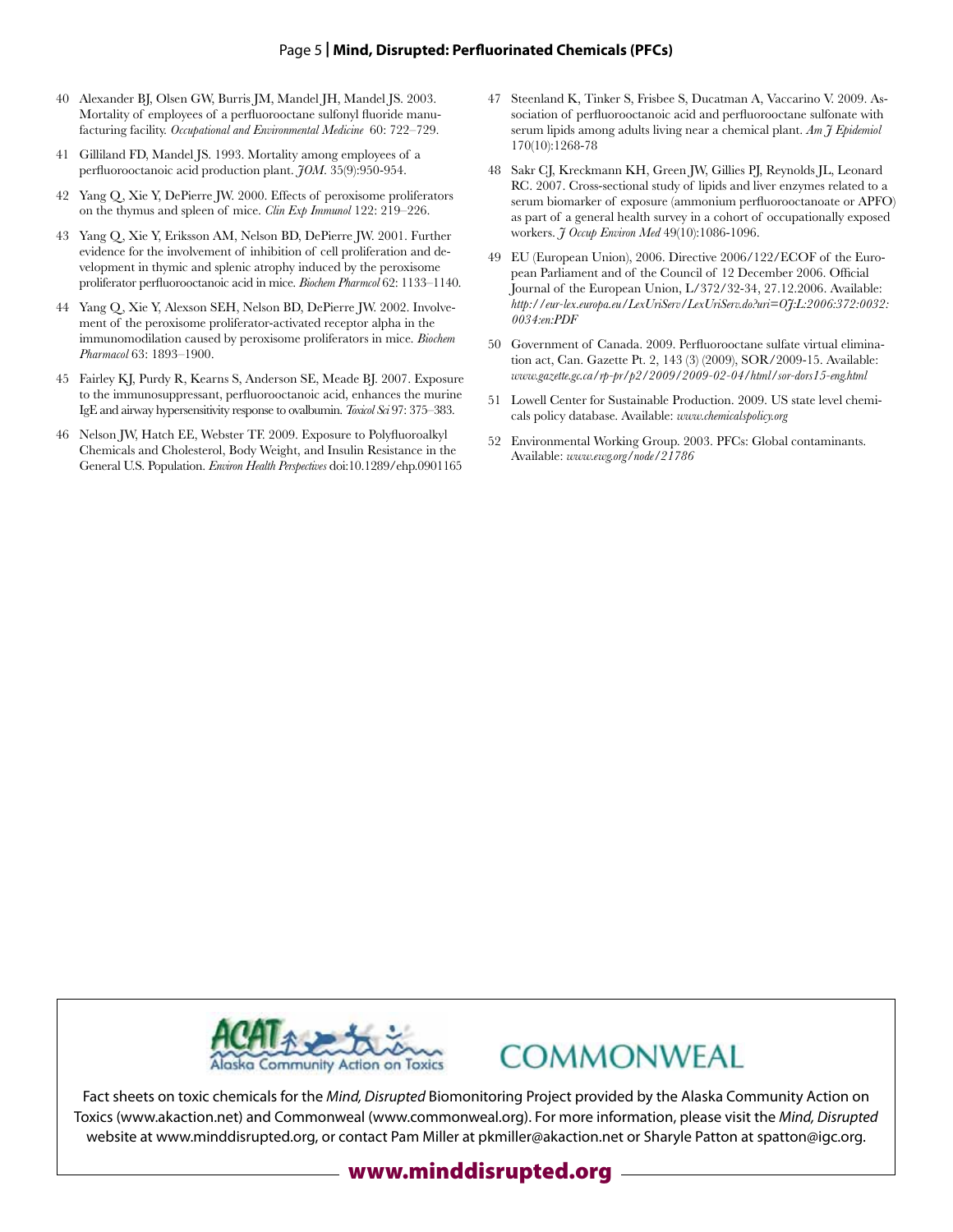40 Alexander BJ, Olsen GW, Burris JM, Mandel JH, Mandel JS. 2003. Mortality of employees of a perfluorooctane sulfonyl fluoride manufacturing facility. *Occupational and Environmental Medicine* 60: 722–729.

41 Gilliland FD, Mandel JS. 1993. Mortality among employees of a perfluorooctanoic acid production plant. *JOM*. 35(9):950-954.

42 Yang Q, Xie Y, DePierre JW. 2000. Effects of peroxisome proliferators on the thymus and spleen of mice. *Clin Exp Immunol* 122: 219–226.

43 Yang Q, Xie Y, Eriksson AM, Nelson BD, DePierre JW. 2001. Further evidence for the involvement of inhibition of cell proliferation and development in thymic and splenic atrophy induced by the peroxisome proliferator perfluorooctanoic acid in mice. *Biochem Pharmcol* 62: 1133–1140.

44 Yang Q, Xie Y, Alexson SEH, Nelson BD, DePierre JW. 2002. Involvement of the peroxisome proliferator-activated receptor alpha in the immunomodilation caused by peroxisome proliferators in mice. *Biochem Pharmacol* 63: 1893–1900.

45 Fairley KJ, Purdy R, Kearns S, Anderson SE, Meade BJ. 2007. Exposure to the immunosuppressant, perfluorooctanoic acid, enhances the murine IgE and airway hypersensitivity response to ovalbumin. *Toxicol Sci* 97: 375–383.

46 Nelson JW, Hatch EE, Webster TF. 2009. Exposure to Polyfluoroalkyl Chemicals and Cholesterol, Body Weight, and Insulin Resistance in the General U.S. Population. *Environ Health Perspectives* doi:10.1289/ehp.0901165

47 Steenland K, Tinker S, Frisbee S, Ducatman A, Vaccarino V. 2009. Association of perfluorooctanoic acid and perfluorooctane sulfonate with serum lipids among adults living near a chemical plant. *Am J Epidemiol* 170(10):1268-78

48 Sakr CJ, Kreckmann KH, Green JW, Gillies PJ, Reynolds JL, Leonard RC. 2007. Cross-sectional study of lipids and liver enzymes related to a serum biomarker of exposure (ammonium perfluorooctanoate or APFO) as part of a general health survey in a cohort of occupationally exposed workers. *J Occup Environ Med* 49(10):1086-1096.

49 EU (European Union), 2006. Directive 2006/122/ECOF of the European Parliament and of the Council of 12 December 2006. Official Journal of the European Union, L/372/32-34, 27.12.2006. Available: *http://eur-lex.europa.eu/LexUriServ/LexUriServ.do?uri=OJ:L:2006:372:0032:0034:en:PDF*

50 Government of Canada. 2009. Perfluorooctane sulfate virtual elimination act, Can. Gazette Pt. 2, 143 (3) (2009), SOR/2009-15. Available: *www.gazette.gc.ca/rp-pr/p2/2009/2009-02-04/html/sor-dors15-eng.html*

51 Lowell Center for Sustainable Production. 2009. US state level chemicals policy database. Available: *www.chemicalspolicy.org*

52 Environmental Working Group. 2003. PFCs: Global contaminants. Available: *www.ewg.org/node/21786*

ACAT Alaska Community Action on Toxics

COMMONWEAL

Fact sheets on toxic chemicals for the *Mind, Disrupted* Biomonitoring Project provided by the Alaska Community Action on Toxics (www.akaction.net) and Commonweal (www.commonweal.org). For more information, please visit the *Mind, Disrupted* website at www.minddisrupted.org, or contact Pam Miller at pkmiller@akaction.net or Sharyle Patton at spatton@igc.org.

**www.minddisrupted.org**